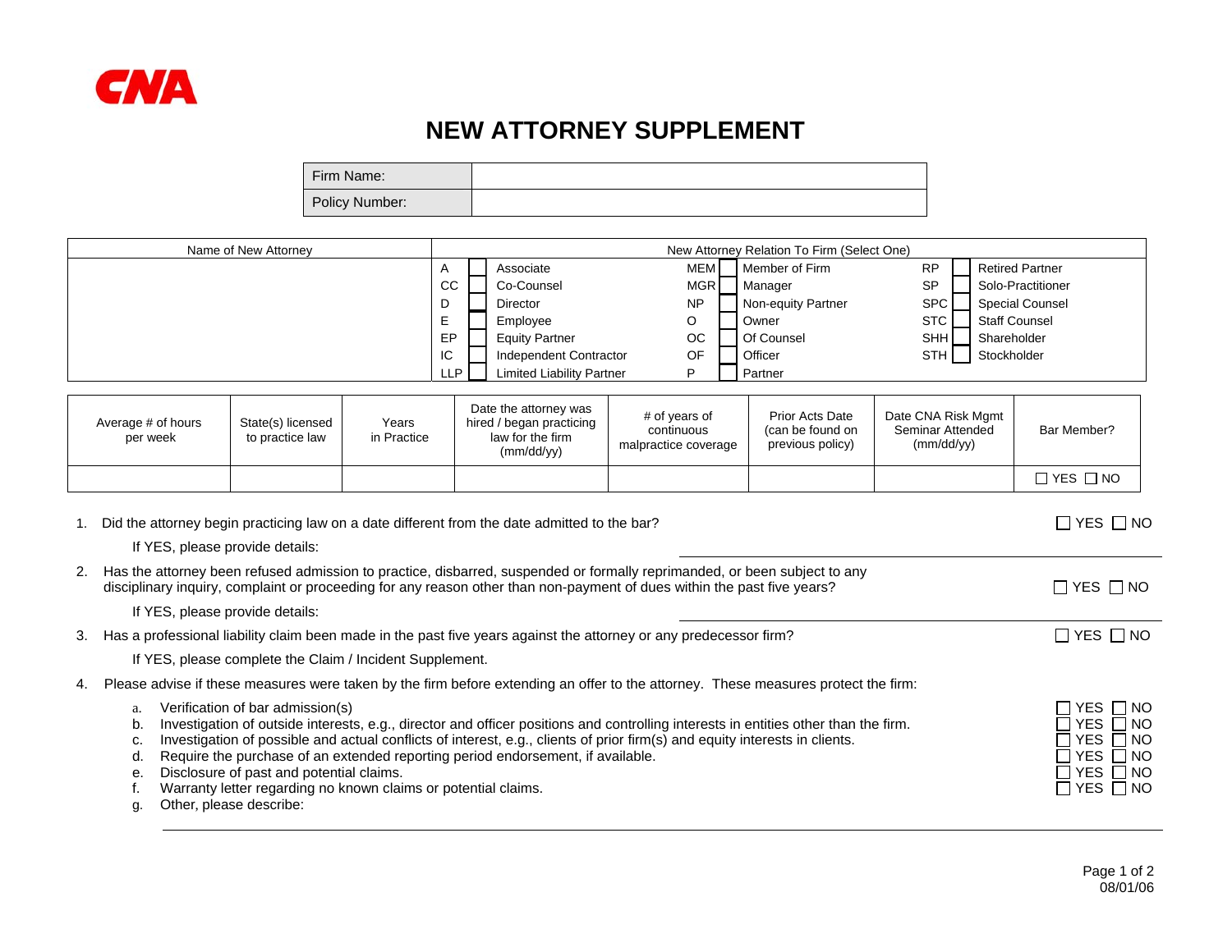CNA

# NEW ATTORNEY SUPPLEMENT

| Firm Name: | |
|---|---|
| Policy Number: | |

| Name of New Attorney | New Attorney Relation To Firm (Select One) | | | | | | | |
|---|---|---|---|---|---|---|---|---|
| | A | ☐ | Associate | MEM ☐ | Member of Firm | RP | ☐ | Retired Partner |
| | CC | ☐ | Co-Counsel | MGR ☐ | Manager | SP | ☐ | Solo-Practitioner |
| | D | ☐ | Director | NP ☐ | Non-equity Partner | SPC | ☐ | Special Counsel |
| | E | ☐ | Employee | O ☐ | Owner | STC | ☐ | Staff Counsel |
| | EP | ☐ | Equity Partner | OC ☐ | Of Counsel | SHH | ☐ | Shareholder |
| | IC | ☐ | Independent Contractor | OF ☐ | Officer | STH | ☐ | Stockholder |
| | LLP | ☐ | Limited Liability Partner | P ☐ | Partner | | | |

| Average # of hours per week | State(s) licensed to practice law | Years in Practice | Date the attorney was hired / began practicing law for the firm (mm/dd/yy) | # of years of continuous malpractice coverage | Prior Acts Date (can be found on previous policy) | Date CNA Risk Mgmt Seminar Attended (mm/dd/yy) | Bar Member? |
|---|---|---|---|---|---|---|---|
| | | | | | | | ☐ YES ☐ NO |

1. Did the attorney begin practicing law on a date different from the date admitted to the bar? ☐ YES ☐ NO

   If YES, please provide details: ______________________________

2. Has the attorney been refused admission to practice, disbarred, suspended or formally reprimanded, or been subject to any disciplinary inquiry, complaint or proceeding for any reason other than non-payment of dues within the past five years? ☐ YES ☐ NO

   If YES, please provide details: ______________________________

3. Has a professional liability claim been made in the past five years against the attorney or any predecessor firm? ☐ YES ☐ NO

   If YES, please complete the Claim / Incident Supplement.

4. Please advise if these measures were taken by the firm before extending an offer to the attorney. These measures protect the firm:

   a. Verification of bar admission(s) ☐ YES ☐ NO
   b. Investigation of outside interests, e.g., director and officer positions and controlling interests in entities other than the firm. ☐ YES ☐ NO
   c. Investigation of possible and actual conflicts of interest, e.g., clients of prior firm(s) and equity interests in clients. ☐ YES ☐ NO
   d. Require the purchase of an extended reporting period endorsement, if available. ☐ YES ☐ NO
   e. Disclosure of past and potential claims. ☐ YES ☐ NO
   f. Warranty letter regarding no known claims or potential claims. ☐ YES ☐ NO
   g. Other, please describe: ______________________________

08/01/06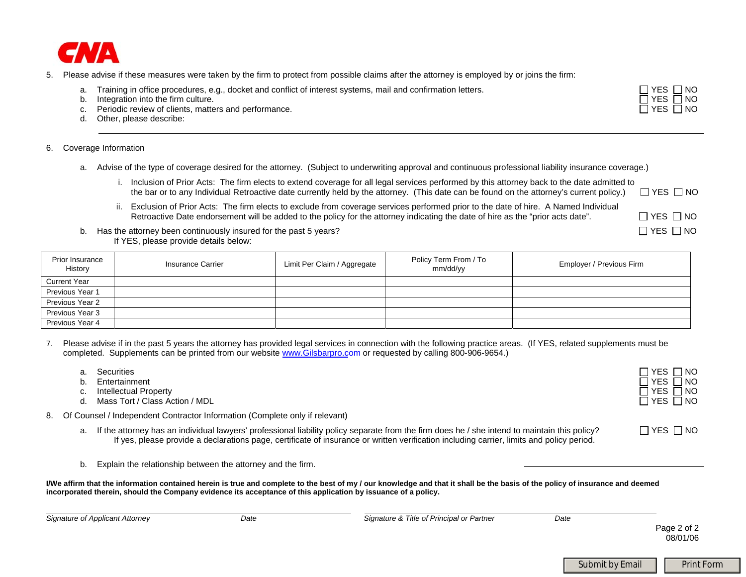**CNA**

5. Please advise if these measures were taken by the firm to protect from possible claims after the attorney is employed by or joins the firm:

   a. Training in office procedures, e.g., docket and conflict of interest systems, mail and confirmation letters. ☐ YES ☐ NO
   b. Integration into the firm culture. ☐ YES ☐ NO
   c. Periodic review of clients, matters and performance. ☐ YES ☐ NO
   d. Other, please describe: ____________________

6. Coverage Information

   a. Advise of the type of coverage desired for the attorney. (Subject to underwriting approval and continuous professional liability insurance coverage.)

      i. Inclusion of Prior Acts: The firm elects to extend coverage for all legal services performed by this attorney back to the date admitted to the bar or to any Individual Retroactive date currently held by the attorney. (This date can be found on the attorney's current policy.) ☐ YES ☐ NO

      ii. Exclusion of Prior Acts: The firm elects to exclude from coverage services performed prior to the date of hire. A Named Individual Retroactive Date endorsement will be added to the policy for the attorney indicating the date of hire as the "prior acts date". ☐ YES ☐ NO

   b. Has the attorney been continuously insured for the past 5 years? ☐ YES ☐ NO
      If YES, please provide details below:

| Prior Insurance History | Insurance Carrier | Limit Per Claim / Aggregate | Policy Term From / To mm/dd/yy | Employer / Previous Firm |
|---|---|---|---|---|
| Current Year | | | | |
| Previous Year 1 | | | | |
| Previous Year 2 | | | | |
| Previous Year 3 | | | | |
| Previous Year 4 | | | | |

7. Please advise if in the past 5 years the attorney has provided legal services in connection with the following practice areas. (If YES, related supplements must be completed. Supplements can be printed from our website www.Gilsbarpro.com or requested by calling 800-906-9654.)

   a. Securities ☐ YES ☐ NO
   b. Entertainment ☐ YES ☐ NO
   c. Intellectual Property ☐ YES ☐ NO
   d. Mass Tort / Class Action / MDL ☐ YES ☐ NO

8. Of Counsel / Independent Contractor Information (Complete only if relevant)

   a. If the attorney has an individual lawyers' professional liability policy separate from the firm does he / she intend to maintain this policy? ☐ YES ☐ NO
      If yes, please provide a declarations page, certificate of insurance or written verification including carrier, limits and policy period.

   b. Explain the relationship between the attorney and the firm. ____________________

**I/We affirm that the information contained herein is true and complete to the best of my / our knowledge and that it shall be the basis of the policy of insurance and deemed incorporated therein, should the Company evidence its acceptance of this application by issuance of a policy.**

*Signature of Applicant Attorney* *Date*

*Signature & Title of Principal or Partner* *Date*

08/01/06

Submit by Email | Print Form